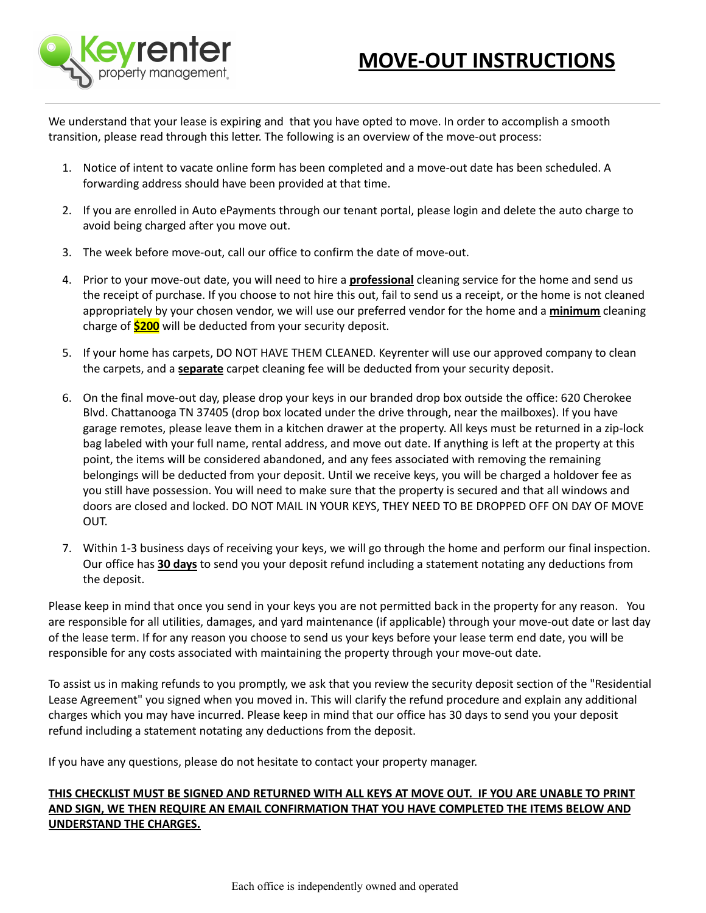# MOVE-OUT INSTRUCTIONS

We understand that your lease is expiring and that you have opted to move. In order to accomplish a smooth transition, please read through this letter. The following is an overview of the move-out process:

1. Notice of intent to vacate online form has been completed and a move-out date has been scheduled. A forwarding address should have been provided at that time.

2. If you are enrolled in Auto ePayments through our tenant portal, please login and delete the auto charge to avoid being charged after you move out.

3. The week before move-out, call our office to confirm the date of move-out.

4. Prior to your move-out date, you will need to hire a **professional** cleaning service for the home and send us the receipt of purchase. If you choose to not hire this out, fail to send us a receipt, or the home is not cleaned appropriately by your chosen vendor, we will use our preferred vendor for the home and a **minimum** cleaning charge of **$200** will be deducted from your security deposit.

5. If your home has carpets, DO NOT HAVE THEM CLEANED. Keyrenter will use our approved company to clean the carpets, and a **separate** carpet cleaning fee will be deducted from your security deposit.

6. On the final move-out day, please drop your keys in our branded drop box outside the office: 620 Cherokee Blvd. Chattanooga TN 37405 (drop box located under the drive through, near the mailboxes). If you have garage remotes, please leave them in a kitchen drawer at the property. All keys must be returned in a zip-lock bag labeled with your full name, rental address, and move out date. If anything is left at the property at this point, the items will be considered abandoned, and any fees associated with removing the remaining belongings will be deducted from your deposit. Until we receive keys, you will be charged a holdover fee as you still have possession. You will need to make sure that the property is secured and that all windows and doors are closed and locked. DO NOT MAIL IN YOUR KEYS, THEY NEED TO BE DROPPED OFF ON DAY OF MOVE OUT.

7. Within 1-3 business days of receiving your keys, we will go through the home and perform our final inspection. Our office has **30 days** to send you your deposit refund including a statement notating any deductions from the deposit.

Please keep in mind that once you send in your keys you are not permitted back in the property for any reason. You are responsible for all utilities, damages, and yard maintenance (if applicable) through your move-out date or last day of the lease term. If for any reason you choose to send us your keys before your lease term end date, you will be responsible for any costs associated with maintaining the property through your move-out date.

To assist us in making refunds to you promptly, we ask that you review the security deposit section of the "Residential Lease Agreement" you signed when you moved in. This will clarify the refund procedure and explain any additional charges which you may have incurred. Please keep in mind that our office has 30 days to send you your deposit refund including a statement notating any deductions from the deposit.

If you have any questions, please do not hesitate to contact your property manager.

**THIS CHECKLIST MUST BE SIGNED AND RETURNED WITH ALL KEYS AT MOVE OUT. IF YOU ARE UNABLE TO PRINT AND SIGN, WE THEN REQUIRE AN EMAIL CONFIRMATION THAT YOU HAVE COMPLETED THE ITEMS BELOW AND UNDERSTAND THE CHARGES.**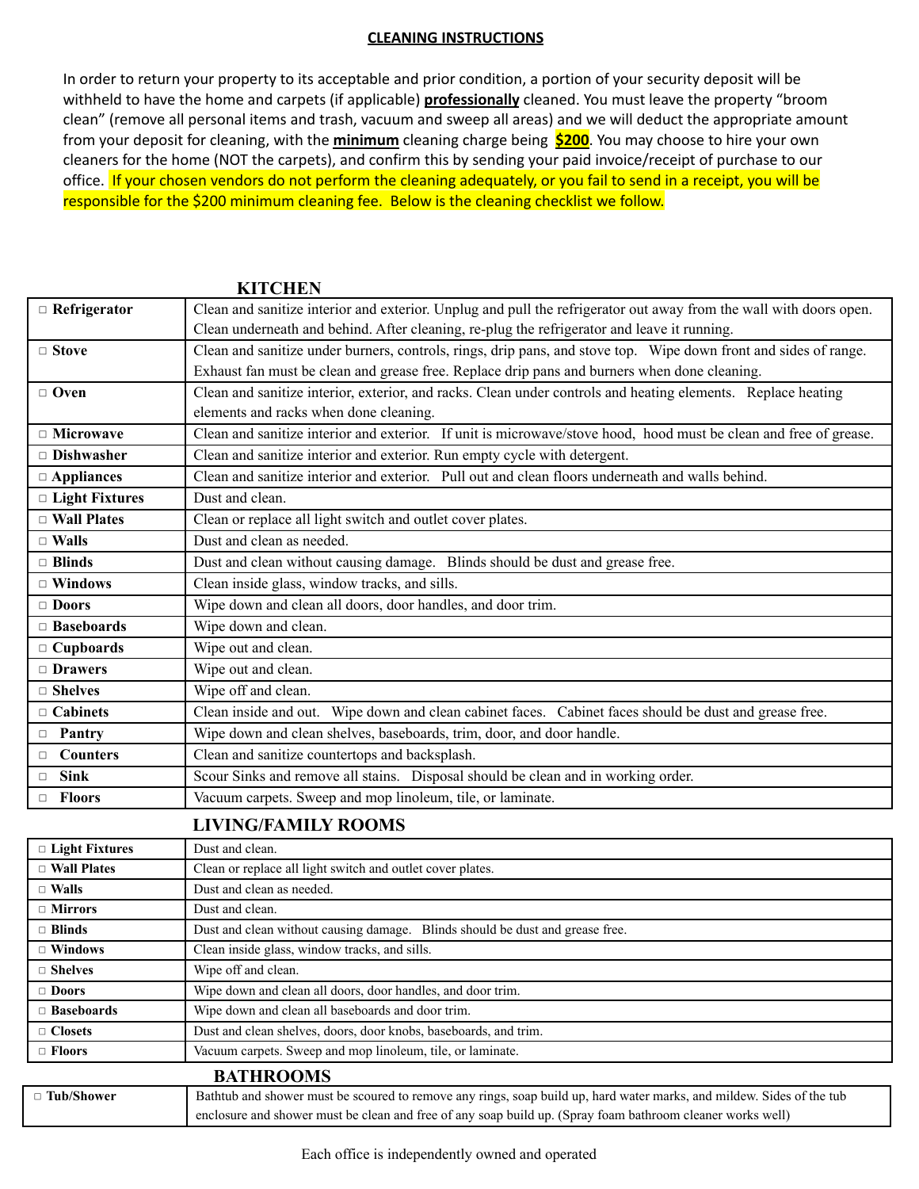## CLEANING INSTRUCTIONS

In order to return your property to its acceptable and prior condition, a portion of your security deposit will be withheld to have the home and carpets (if applicable) **professionally** cleaned. You must leave the property "broom clean" (remove all personal items and trash, vacuum and sweep all areas) and we will deduct the appropriate amount from your deposit for cleaning, with the **minimum** cleaning charge being **$200**. You may choose to hire your own cleaners for the home (NOT the carpets), and confirm this by sending your paid invoice/receipt of purchase to our office. If your chosen vendors do not perform the cleaning adequately, or you fail to send in a receipt, you will be responsible for the $200 minimum cleaning fee. Below is the cleaning checklist we follow.

### KITCHEN

| Item | Instructions |
|---|---|
| □ **Refrigerator** | Clean and sanitize interior and exterior. Unplug and pull the refrigerator out away from the wall with doors open. Clean underneath and behind. After cleaning, re-plug the refrigerator and leave it running. |
| □ **Stove** | Clean and sanitize under burners, controls, rings, drip pans, and stove top. Wipe down front and sides of range. Exhaust fan must be clean and grease free. Replace drip pans and burners when done cleaning. |
| □ **Oven** | Clean and sanitize interior, exterior, and racks. Clean under controls and heating elements. Replace heating elements and racks when done cleaning. |
| □ **Microwave** | Clean and sanitize interior and exterior. If unit is microwave/stove hood, hood must be clean and free of grease. |
| □ **Dishwasher** | Clean and sanitize interior and exterior. Run empty cycle with detergent. |
| □ **Appliances** | Clean and sanitize interior and exterior. Pull out and clean floors underneath and walls behind. |
| □ **Light Fixtures** | Dust and clean. |
| □ **Wall Plates** | Clean or replace all light switch and outlet cover plates. |
| □ **Walls** | Dust and clean as needed. |
| □ **Blinds** | Dust and clean without causing damage. Blinds should be dust and grease free. |
| □ **Windows** | Clean inside glass, window tracks, and sills. |
| □ **Doors** | Wipe down and clean all doors, door handles, and door trim. |
| □ **Baseboards** | Wipe down and clean. |
| □ **Cupboards** | Wipe out and clean. |
| □ **Drawers** | Wipe out and clean. |
| □ **Shelves** | Wipe off and clean. |
| □ **Cabinets** | Clean inside and out. Wipe down and clean cabinet faces. Cabinet faces should be dust and grease free. |
| □ **Pantry** | Wipe down and clean shelves, baseboards, trim, door, and door handle. |
| □ **Counters** | Clean and sanitize countertops and backsplash. |
| □ **Sink** | Scour Sinks and remove all stains. Disposal should be clean and in working order. |
| □ **Floors** | Vacuum carpets. Sweep and mop linoleum, tile, or laminate. |

### LIVING/FAMILY ROOMS

| Item | Instructions |
|---|---|
| □ **Light Fixtures** | Dust and clean. |
| □ **Wall Plates** | Clean or replace all light switch and outlet cover plates. |
| □ **Walls** | Dust and clean as needed. |
| □ **Mirrors** | Dust and clean. |
| □ **Blinds** | Dust and clean without causing damage. Blinds should be dust and grease free. |
| □ **Windows** | Clean inside glass, window tracks, and sills. |
| □ **Shelves** | Wipe off and clean. |
| □ **Doors** | Wipe down and clean all doors, door handles, and door trim. |
| □ **Baseboards** | Wipe down and clean all baseboards and door trim. |
| □ **Closets** | Dust and clean shelves, doors, door knobs, baseboards, and trim. |
| □ **Floors** | Vacuum carpets. Sweep and mop linoleum, tile, or laminate. |

### BATHROOMS

| Item | Instructions |
|---|---|
| □ **Tub/Shower** | Bathtub and shower must be scoured to remove any rings, soap build up, hard water marks, and mildew. Sides of the tub enclosure and shower must be clean and free of any soap build up. (Spray foam bathroom cleaner works well) |

Each office is independently owned and operated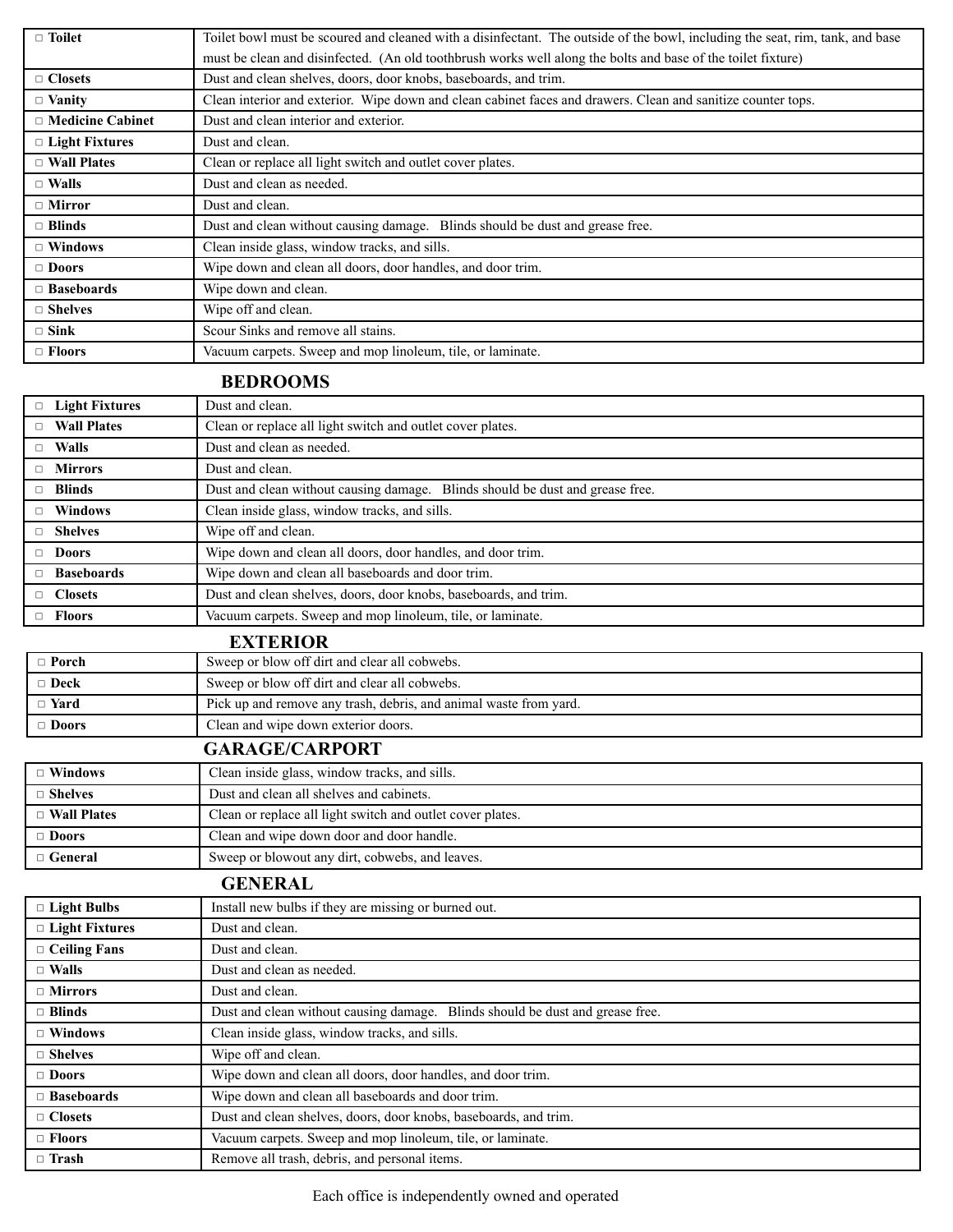| □ Toilet | Toilet bowl must be scoured and cleaned with a disinfectant. The outside of the bowl, including the seat, rim, tank, and base must be clean and disinfected. (An old toothbrush works well along the bolts and base of the toilet fixture) |
|---|---|
| □ Closets | Dust and clean shelves, doors, door knobs, baseboards, and trim. |
| □ Vanity | Clean interior and exterior. Wipe down and clean cabinet faces and drawers. Clean and sanitize counter tops. |
| □ Medicine Cabinet | Dust and clean interior and exterior. |
| □ Light Fixtures | Dust and clean. |
| □ Wall Plates | Clean or replace all light switch and outlet cover plates. |
| □ Walls | Dust and clean as needed. |
| □ Mirror | Dust and clean. |
| □ Blinds | Dust and clean without causing damage. Blinds should be dust and grease free. |
| □ Windows | Clean inside glass, window tracks, and sills. |
| □ Doors | Wipe down and clean all doors, door handles, and door trim. |
| □ Baseboards | Wipe down and clean. |
| □ Shelves | Wipe off and clean. |
| □ Sink | Scour Sinks and remove all stains. |
| □ Floors | Vacuum carpets. Sweep and mop linoleum, tile, or laminate. |

## BEDROOMS

| □ Light Fixtures | Dust and clean. |
|---|---|
| □ Wall Plates | Clean or replace all light switch and outlet cover plates. |
| □ Walls | Dust and clean as needed. |
| □ Mirrors | Dust and clean. |
| □ Blinds | Dust and clean without causing damage. Blinds should be dust and grease free. |
| □ Windows | Clean inside glass, window tracks, and sills. |
| □ Shelves | Wipe off and clean. |
| □ Doors | Wipe down and clean all doors, door handles, and door trim. |
| □ Baseboards | Wipe down and clean all baseboards and door trim. |
| □ Closets | Dust and clean shelves, doors, door knobs, baseboards, and trim. |
| □ Floors | Vacuum carpets. Sweep and mop linoleum, tile, or laminate. |

## EXTERIOR

| □ Porch | Sweep or blow off dirt and clear all cobwebs. |
|---|---|
| □ Deck | Sweep or blow off dirt and clear all cobwebs. |
| □ Yard | Pick up and remove any trash, debris, and animal waste from yard. |
| □ Doors | Clean and wipe down exterior doors. |

## GARAGE/CARPORT

| □ Windows | Clean inside glass, window tracks, and sills. |
|---|---|
| □ Shelves | Dust and clean all shelves and cabinets. |
| □ Wall Plates | Clean or replace all light switch and outlet cover plates. |
| □ Doors | Clean and wipe down door and door handle. |
| □ General | Sweep or blowout any dirt, cobwebs, and leaves. |

## GENERAL

| □ Light Bulbs | Install new bulbs if they are missing or burned out. |
|---|---|
| □ Light Fixtures | Dust and clean. |
| □ Ceiling Fans | Dust and clean. |
| □ Walls | Dust and clean as needed. |
| □ Mirrors | Dust and clean. |
| □ Blinds | Dust and clean without causing damage. Blinds should be dust and grease free. |
| □ Windows | Clean inside glass, window tracks, and sills. |
| □ Shelves | Wipe off and clean. |
| □ Doors | Wipe down and clean all doors, door handles, and door trim. |
| □ Baseboards | Wipe down and clean all baseboards and door trim. |
| □ Closets | Dust and clean shelves, doors, door knobs, baseboards, and trim. |
| □ Floors | Vacuum carpets. Sweep and mop linoleum, tile, or laminate. |
| □ Trash | Remove all trash, debris, and personal items. |

Each office is independently owned and operated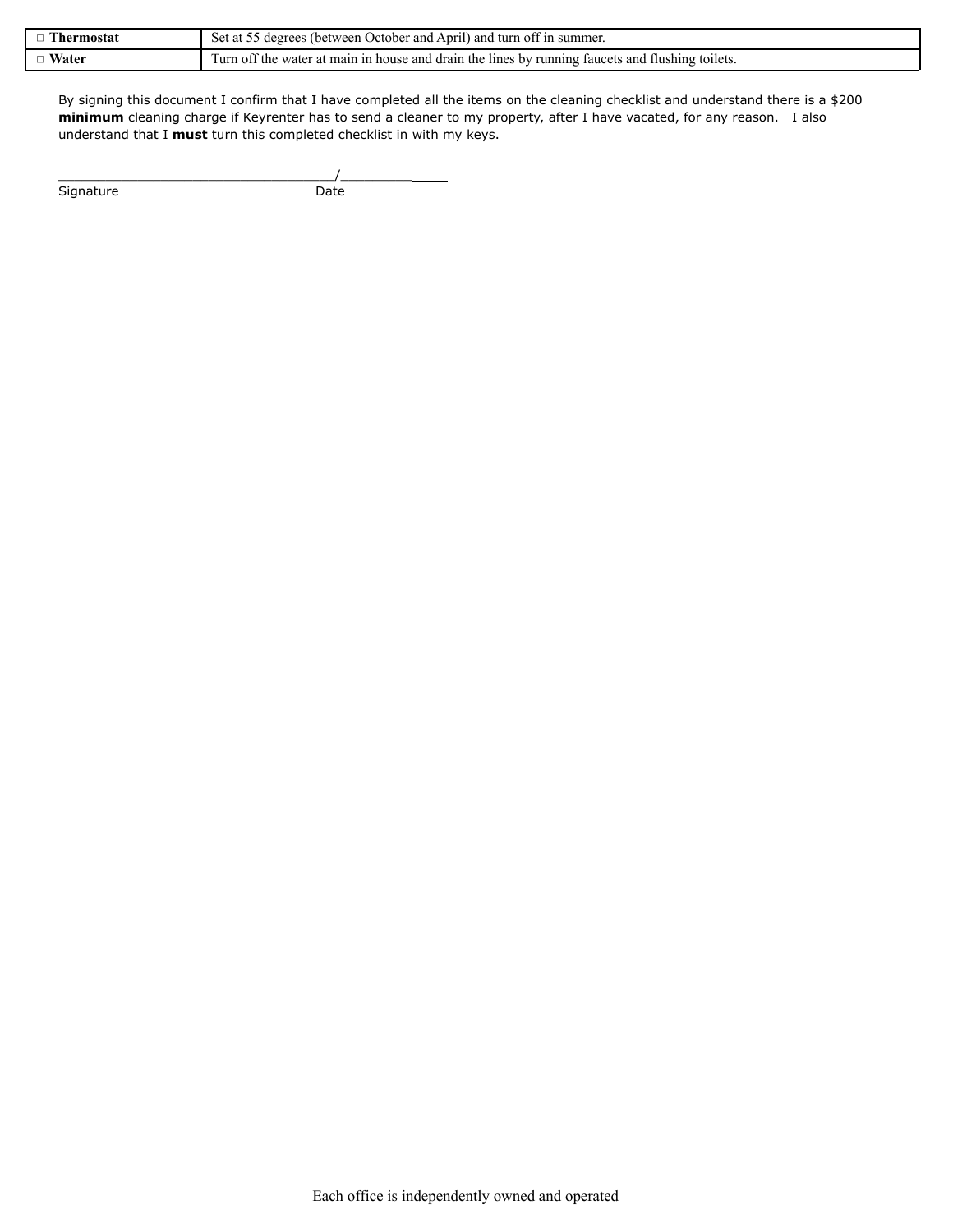| | |
|---|---|
| □ **Thermostat** | Set at 55 degrees (between October and April) and turn off in summer. |
| □ **Water** | Turn off the water at main in house and drain the lines by running faucets and flushing toilets. |

By signing this document I confirm that I have completed all the items on the cleaning checklist and understand there is a $200 **minimum** cleaning charge if Keyrenter has to send a cleaner to my property, after I have vacated, for any reason. I also understand that I **must** turn this completed checklist in with my keys.

___________________________________/______________

Signature                                        Date

Each office is independently owned and operated